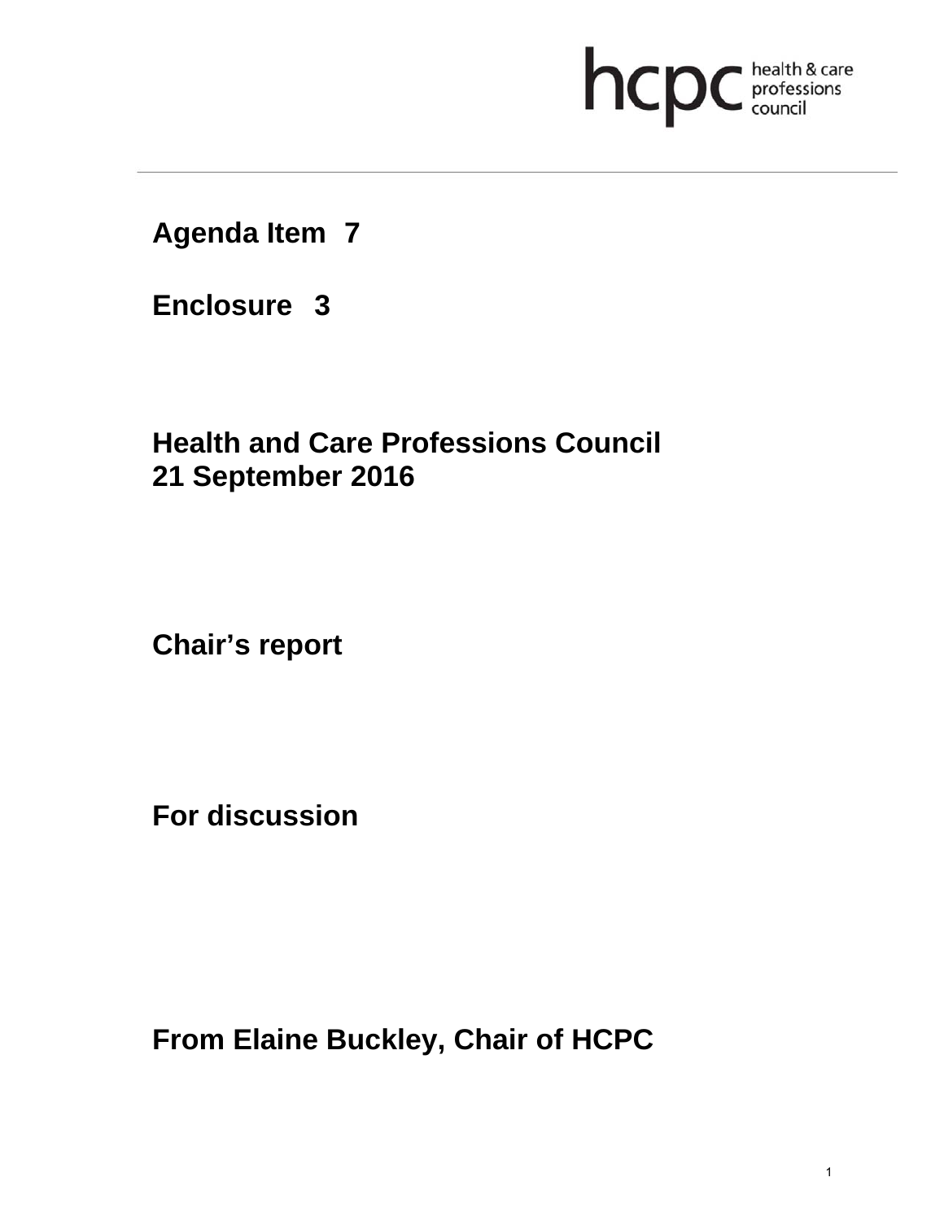**Agenda Item 7**

**Enclosure 3**

**Health and Care Professions Council**
**21 September 2016**

**Chair's report**

**For discussion**

**From Elaine Buckley, Chair of HCPC**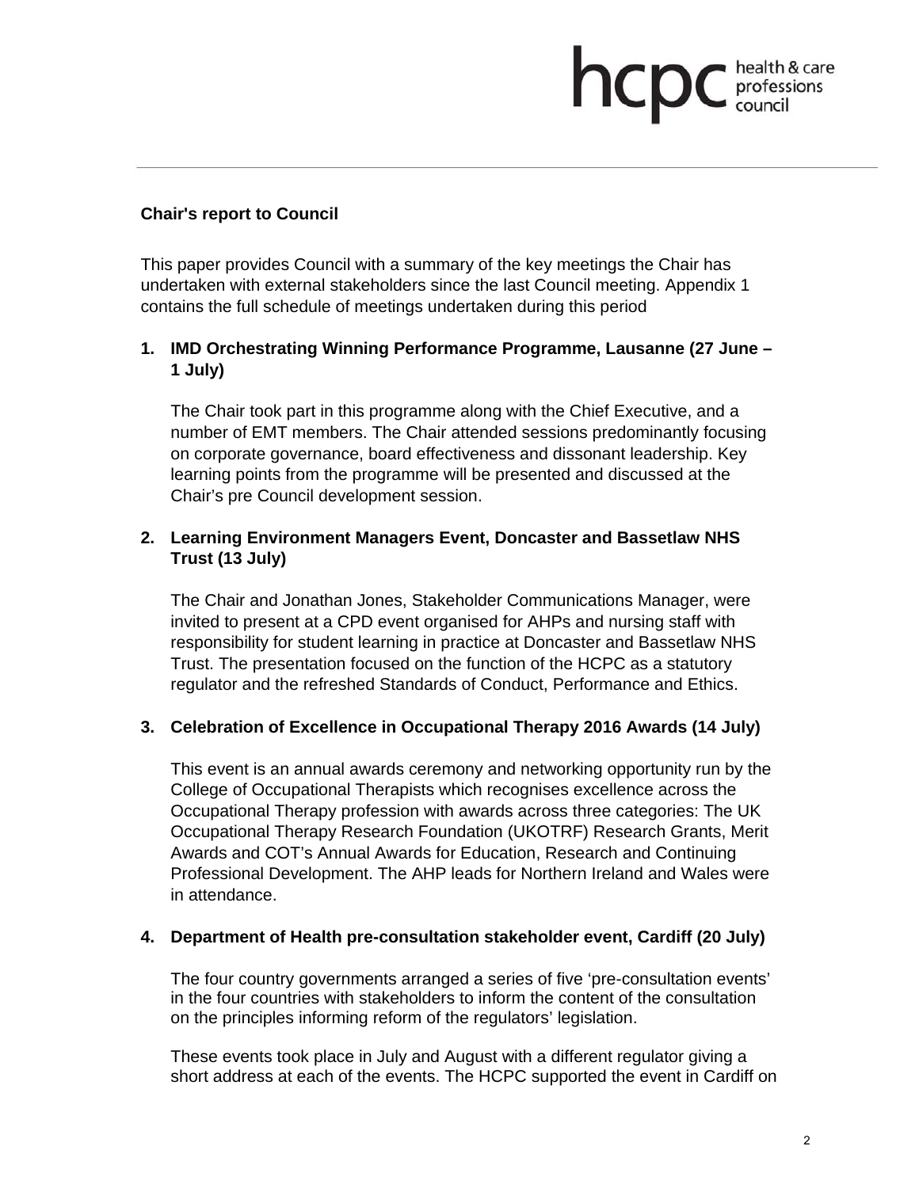## Chair's report to Council

This paper provides Council with a summary of the key meetings the Chair has undertaken with external stakeholders since the last Council meeting. Appendix 1 contains the full schedule of meetings undertaken during this period

### 1. IMD Orchestrating Winning Performance Programme, Lausanne (27 June – 1 July)

The Chair took part in this programme along with the Chief Executive, and a number of EMT members. The Chair attended sessions predominantly focusing on corporate governance, board effectiveness and dissonant leadership. Key learning points from the programme will be presented and discussed at the Chair's pre Council development session.

### 2. Learning Environment Managers Event, Doncaster and Bassetlaw NHS Trust (13 July)

The Chair and Jonathan Jones, Stakeholder Communications Manager, were invited to present at a CPD event organised for AHPs and nursing staff with responsibility for student learning in practice at Doncaster and Bassetlaw NHS Trust. The presentation focused on the function of the HCPC as a statutory regulator and the refreshed Standards of Conduct, Performance and Ethics.

### 3. Celebration of Excellence in Occupational Therapy 2016 Awards (14 July)

This event is an annual awards ceremony and networking opportunity run by the College of Occupational Therapists which recognises excellence across the Occupational Therapy profession with awards across three categories: The UK Occupational Therapy Research Foundation (UKOTRF) Research Grants, Merit Awards and COT's Annual Awards for Education, Research and Continuing Professional Development. The AHP leads for Northern Ireland and Wales were in attendance.

### 4. Department of Health pre-consultation stakeholder event, Cardiff (20 July)

The four country governments arranged a series of five 'pre-consultation events' in the four countries with stakeholders to inform the content of the consultation on the principles informing reform of the regulators' legislation.

These events took place in July and August with a different regulator giving a short address at each of the events. The HCPC supported the event in Cardiff on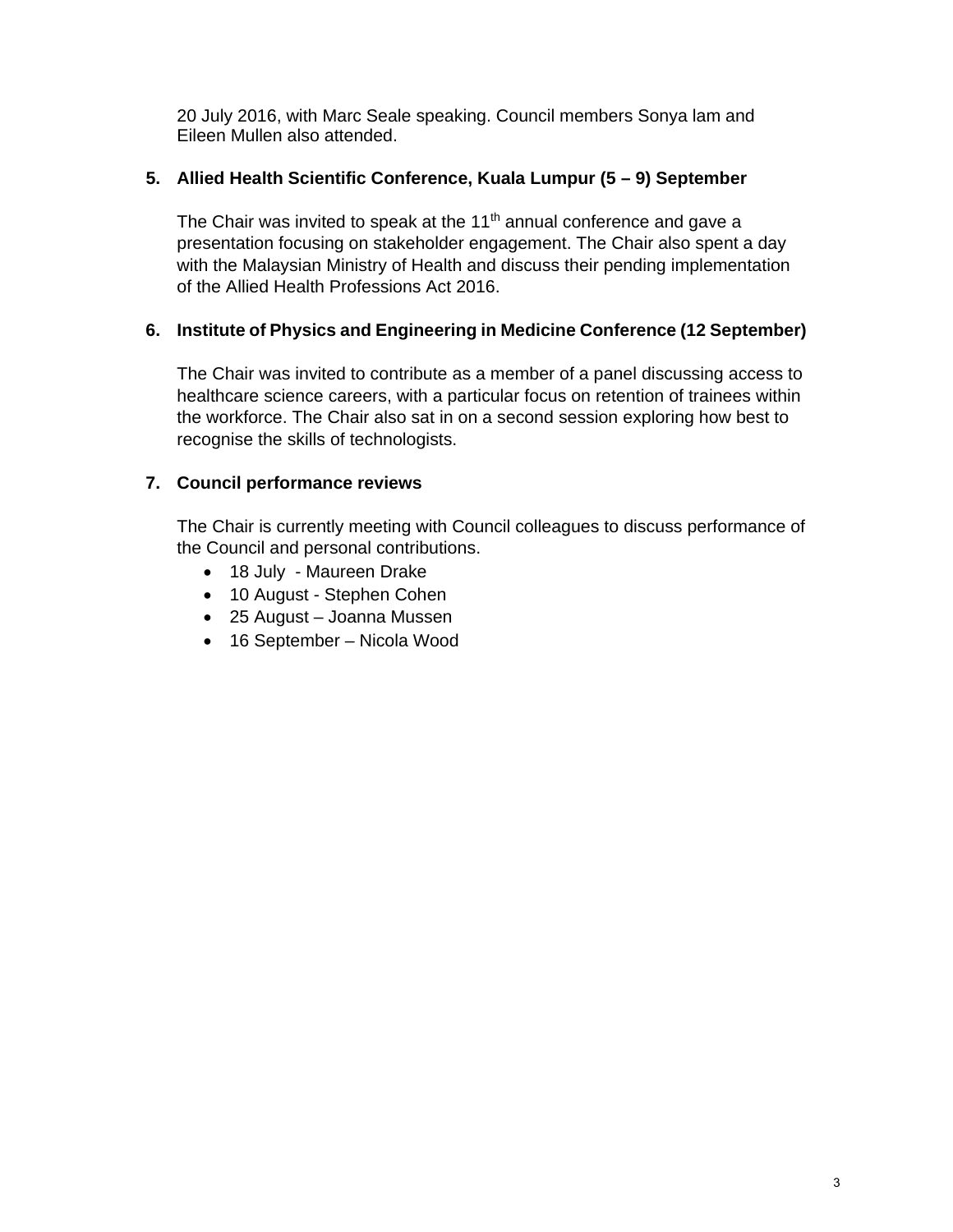20 July 2016, with Marc Seale speaking. Council members Sonya lam and Eileen Mullen also attended.

### 5. Allied Health Scientific Conference, Kuala Lumpur (5 – 9) September

The Chair was invited to speak at the 11th annual conference and gave a presentation focusing on stakeholder engagement. The Chair also spent a day with the Malaysian Ministry of Health and discuss their pending implementation of the Allied Health Professions Act 2016.

### 6. Institute of Physics and Engineering in Medicine Conference (12 September)

The Chair was invited to contribute as a member of a panel discussing access to healthcare science careers, with a particular focus on retention of trainees within the workforce. The Chair also sat in on a second session exploring how best to recognise the skills of technologists.

### 7. Council performance reviews

The Chair is currently meeting with Council colleagues to discuss performance of the Council and personal contributions.

- 18 July - Maureen Drake
- 10 August - Stephen Cohen
- 25 August – Joanna Mussen
- 16 September – Nicola Wood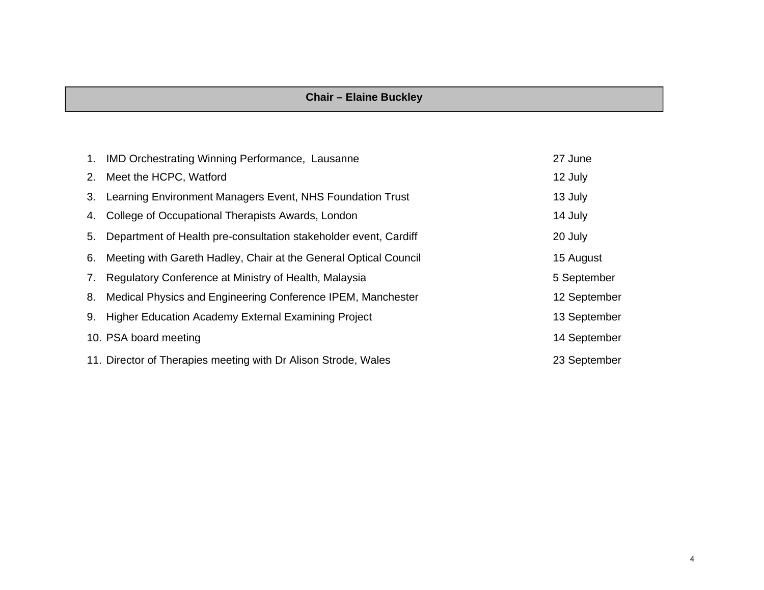## Chair – Elaine Buckley

| | | |
|---|---|---|
| 1. | IMD Orchestrating Winning Performance, Lausanne | 27 June |
| 2. | Meet the HCPC, Watford | 12 July |
| 3. | Learning Environment Managers Event, NHS Foundation Trust | 13 July |
| 4. | College of Occupational Therapists Awards, London | 14 July |
| 5. | Department of Health pre-consultation stakeholder event, Cardiff | 20 July |
| 6. | Meeting with Gareth Hadley, Chair at the General Optical Council | 15 August |
| 7. | Regulatory Conference at Ministry of Health, Malaysia | 5 September |
| 8. | Medical Physics and Engineering Conference IPEM, Manchester | 12 September |
| 9. | Higher Education Academy External Examining Project | 13 September |
| 10. | PSA board meeting | 14 September |
| 11. | Director of Therapies meeting with Dr Alison Strode, Wales | 23 September |